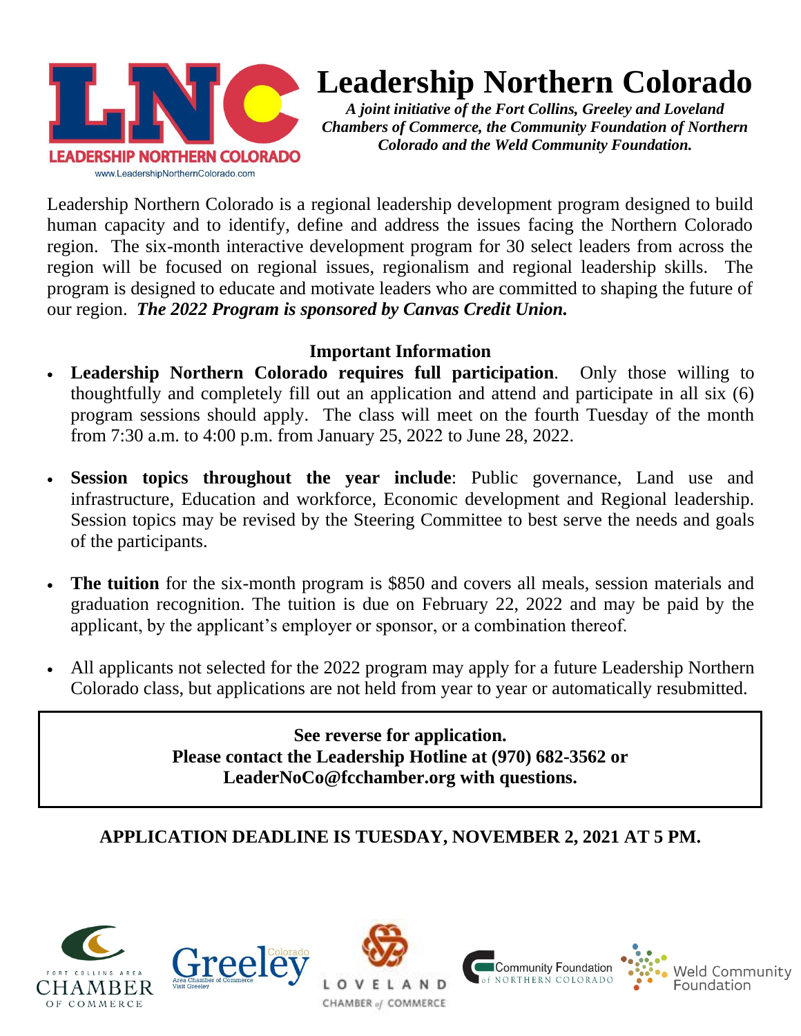# Leadership Northern Colorado

***A joint initiative of the Fort Collins, Greeley and Loveland Chambers of Commerce, the Community Foundation of Northern Colorado and the Weld Community Foundation.***

Leadership Northern Colorado is a regional leadership development program designed to build human capacity and to identify, define and address the issues facing the Northern Colorado region. The six-month interactive development program for 30 select leaders from across the region will be focused on regional issues, regionalism and regional leadership skills. The program is designed to educate and motivate leaders who are committed to shaping the future of our region. ***The 2022 Program is sponsored by Canvas Credit Union.***

## Important Information

- **Leadership Northern Colorado requires full participation**. Only those willing to thoughtfully and completely fill out an application and attend and participate in all six (6) program sessions should apply. The class will meet on the fourth Tuesday of the month from 7:30 a.m. to 4:00 p.m. from January 25, 2022 to June 28, 2022.

- **Session topics throughout the year include**: Public governance, Land use and infrastructure, Education and workforce, Economic development and Regional leadership. Session topics may be revised by the Steering Committee to best serve the needs and goals of the participants.

- **The tuition** for the six-month program is $850 and covers all meals, session materials and graduation recognition. The tuition is due on February 22, 2022 and may be paid by the applicant, by the applicant's employer or sponsor, or a combination thereof.

- All applicants not selected for the 2022 program may apply for a future Leadership Northern Colorado class, but applications are not held from year to year or automatically resubmitted.

**See reverse for application.**
**Please contact the Leadership Hotline at (970) 682-3562 or LeaderNoCo@fcchamber.org with questions.**

**APPLICATION DEADLINE IS TUESDAY, NOVEMBER 2, 2021 AT 5 PM.**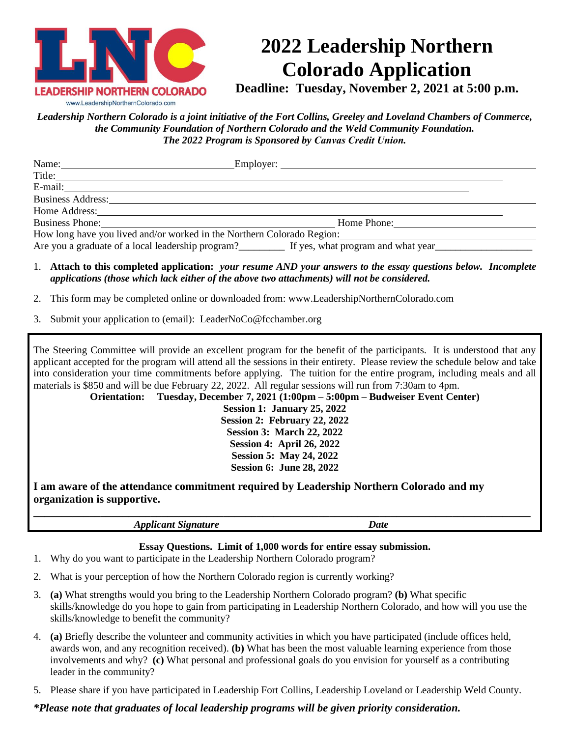# 2022 Leadership Northern Colorado Application

**Deadline: Tuesday, November 2, 2021 at 5:00 p.m.**

LEADERSHIP NORTHERN COLORADO

www.LeadershipNorthernColorado.com

***Leadership Northern Colorado is a joint initiative of the Fort Collins, Greeley and Loveland Chambers of Commerce, the Community Foundation of Northern Colorado and the Weld Community Foundation. The 2022 Program is Sponsored by Canvas Credit Union.***

Name: ______________________ Employer: ______________________

Title: ______________________

E-mail: ______________________

Business Address: ______________________

Home Address: ______________________

Business Phone: ______________________ Home Phone: ______________________

How long have you lived and/or worked in the Northern Colorado Region: ______________________

Are you a graduate of a local leadership program?_________ If yes, what program and what year___________________

1. **Attach to this completed application:** ***your resume AND your answers to the essay questions below. Incomplete applications (those which lack either of the above two attachments) will not be considered.***
2. This form may be completed online or downloaded from: www.LeadershipNorthernColorado.com
3. Submit your application to (email): LeaderNoCo@fcchamber.org

The Steering Committee will provide an excellent program for the benefit of the participants. It is understood that any applicant accepted for the program will attend all the sessions in their entirety. Please review the schedule below and take into consideration your time commitments before applying. The tuition for the entire program, including meals and all materials is $850 and will be due February 22, 2022. All regular sessions will run from 7:30am to 4pm.

**Orientation: Tuesday, December 7, 2021 (1:00pm – 5:00pm – Budweiser Event Center)**
**Session 1: January 25, 2022**
**Session 2: February 22, 2022**
**Session 3: March 22, 2022**
**Session 4: April 26, 2022**
**Session 5: May 24, 2022**
**Session 6: June 28, 2022**

**I am aware of the attendance commitment required by Leadership Northern Colorado and my organization is supportive.**

______________________________________________________________________

***Applicant Signature*** ***Date***

**Essay Questions. Limit of 1,000 words for entire essay submission.**

1. Why do you want to participate in the Leadership Northern Colorado program?
2. What is your perception of how the Northern Colorado region is currently working?
3. **(a)** What strengths would you bring to the Leadership Northern Colorado program? **(b)** What specific skills/knowledge do you hope to gain from participating in Leadership Northern Colorado, and how will you use the skills/knowledge to benefit the community?
4. **(a)** Briefly describe the volunteer and community activities in which you have participated (include offices held, awards won, and any recognition received). **(b)** What has been the most valuable learning experience from those involvements and why? **(c)** What personal and professional goals do you envision for yourself as a contributing leader in the community?
5. Please share if you have participated in Leadership Fort Collins, Leadership Loveland or Leadership Weld County.

***\*Please note that graduates of local leadership programs will be given priority consideration.***